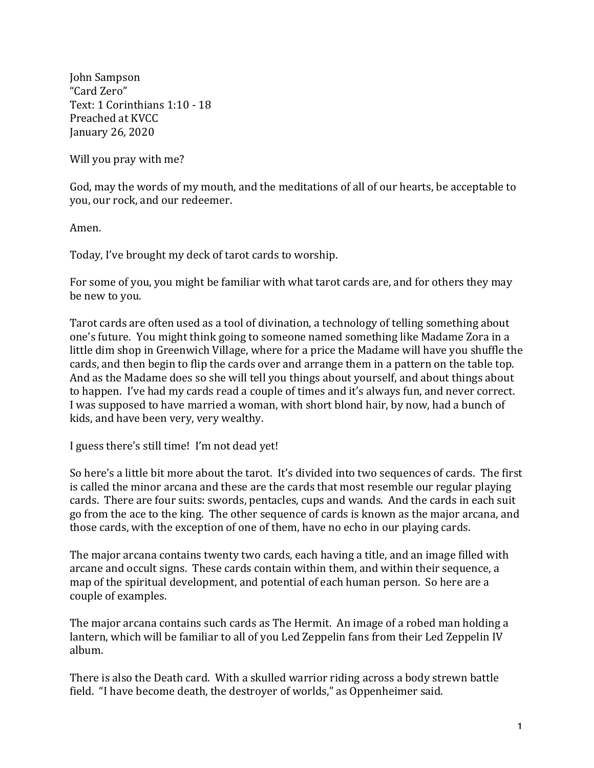John Sampson
"Card Zero"
Text: 1 Corinthians 1:10 - 18
Preached at KVCC
January 26, 2020

Will you pray with me?

God, may the words of my mouth, and the meditations of all of our hearts, be acceptable to you, our rock, and our redeemer.

Amen.

Today, I've brought my deck of tarot cards to worship.

For some of you, you might be familiar with what tarot cards are, and for others they may be new to you.

Tarot cards are often used as a tool of divination, a technology of telling something about one's future. You might think going to someone named something like Madame Zora in a little dim shop in Greenwich Village, where for a price the Madame will have you shuffle the cards, and then begin to flip the cards over and arrange them in a pattern on the table top. And as the Madame does so she will tell you things about yourself, and about things about to happen. I've had my cards read a couple of times and it's always fun, and never correct. I was supposed to have married a woman, with short blond hair, by now, had a bunch of kids, and have been very, very wealthy.

I guess there's still time! I'm not dead yet!

So here's a little bit more about the tarot. It's divided into two sequences of cards. The first is called the minor arcana and these are the cards that most resemble our regular playing cards. There are four suits: swords, pentacles, cups and wands. And the cards in each suit go from the ace to the king. The other sequence of cards is known as the major arcana, and those cards, with the exception of one of them, have no echo in our playing cards.

The major arcana contains twenty two cards, each having a title, and an image filled with arcane and occult signs. These cards contain within them, and within their sequence, a map of the spiritual development, and potential of each human person. So here are a couple of examples.

The major arcana contains such cards as The Hermit. An image of a robed man holding a lantern, which will be familiar to all of you Led Zeppelin fans from their Led Zeppelin IV album.

There is also the Death card. With a skulled warrior riding across a body strewn battle field. "I have become death, the destroyer of worlds," as Oppenheimer said.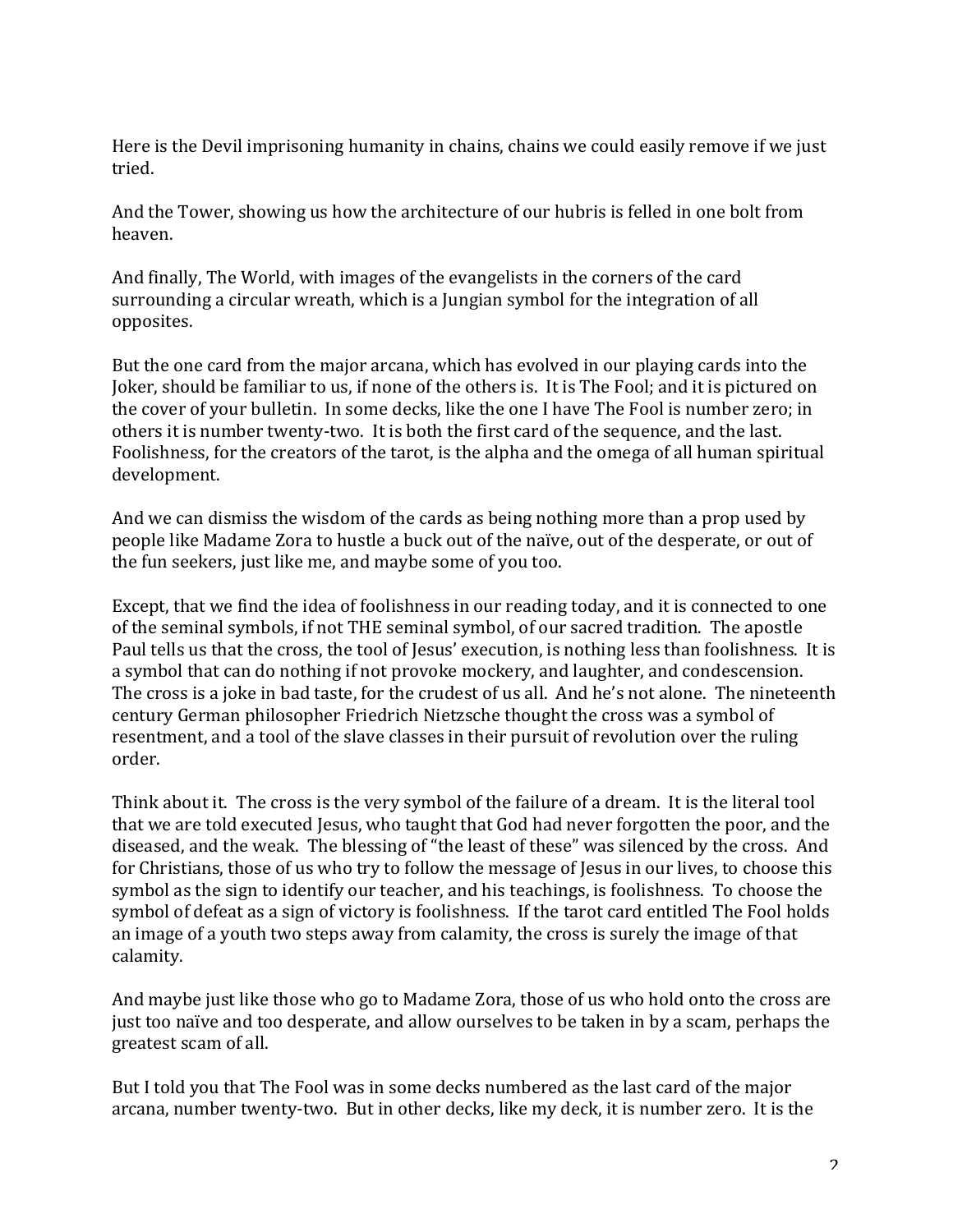Here is the Devil imprisoning humanity in chains, chains we could easily remove if we just tried.

And the Tower, showing us how the architecture of our hubris is felled in one bolt from heaven.

And finally, The World, with images of the evangelists in the corners of the card surrounding a circular wreath, which is a Jungian symbol for the integration of all opposites.

But the one card from the major arcana, which has evolved in our playing cards into the Joker, should be familiar to us, if none of the others is. It is The Fool; and it is pictured on the cover of your bulletin. In some decks, like the one I have The Fool is number zero; in others it is number twenty-two. It is both the first card of the sequence, and the last. Foolishness, for the creators of the tarot, is the alpha and the omega of all human spiritual development.

And we can dismiss the wisdom of the cards as being nothing more than a prop used by people like Madame Zora to hustle a buck out of the naïve, out of the desperate, or out of the fun seekers, just like me, and maybe some of you too.

Except, that we find the idea of foolishness in our reading today, and it is connected to one of the seminal symbols, if not THE seminal symbol, of our sacred tradition. The apostle Paul tells us that the cross, the tool of Jesus' execution, is nothing less than foolishness. It is a symbol that can do nothing if not provoke mockery, and laughter, and condescension. The cross is a joke in bad taste, for the crudest of us all. And he's not alone. The nineteenth century German philosopher Friedrich Nietzsche thought the cross was a symbol of resentment, and a tool of the slave classes in their pursuit of revolution over the ruling order.

Think about it. The cross is the very symbol of the failure of a dream. It is the literal tool that we are told executed Jesus, who taught that God had never forgotten the poor, and the diseased, and the weak. The blessing of "the least of these" was silenced by the cross. And for Christians, those of us who try to follow the message of Jesus in our lives, to choose this symbol as the sign to identify our teacher, and his teachings, is foolishness. To choose the symbol of defeat as a sign of victory is foolishness. If the tarot card entitled The Fool holds an image of a youth two steps away from calamity, the cross is surely the image of that calamity.

And maybe just like those who go to Madame Zora, those of us who hold onto the cross are just too naïve and too desperate, and allow ourselves to be taken in by a scam, perhaps the greatest scam of all.

But I told you that The Fool was in some decks numbered as the last card of the major arcana, number twenty-two. But in other decks, like my deck, it is number zero. It is the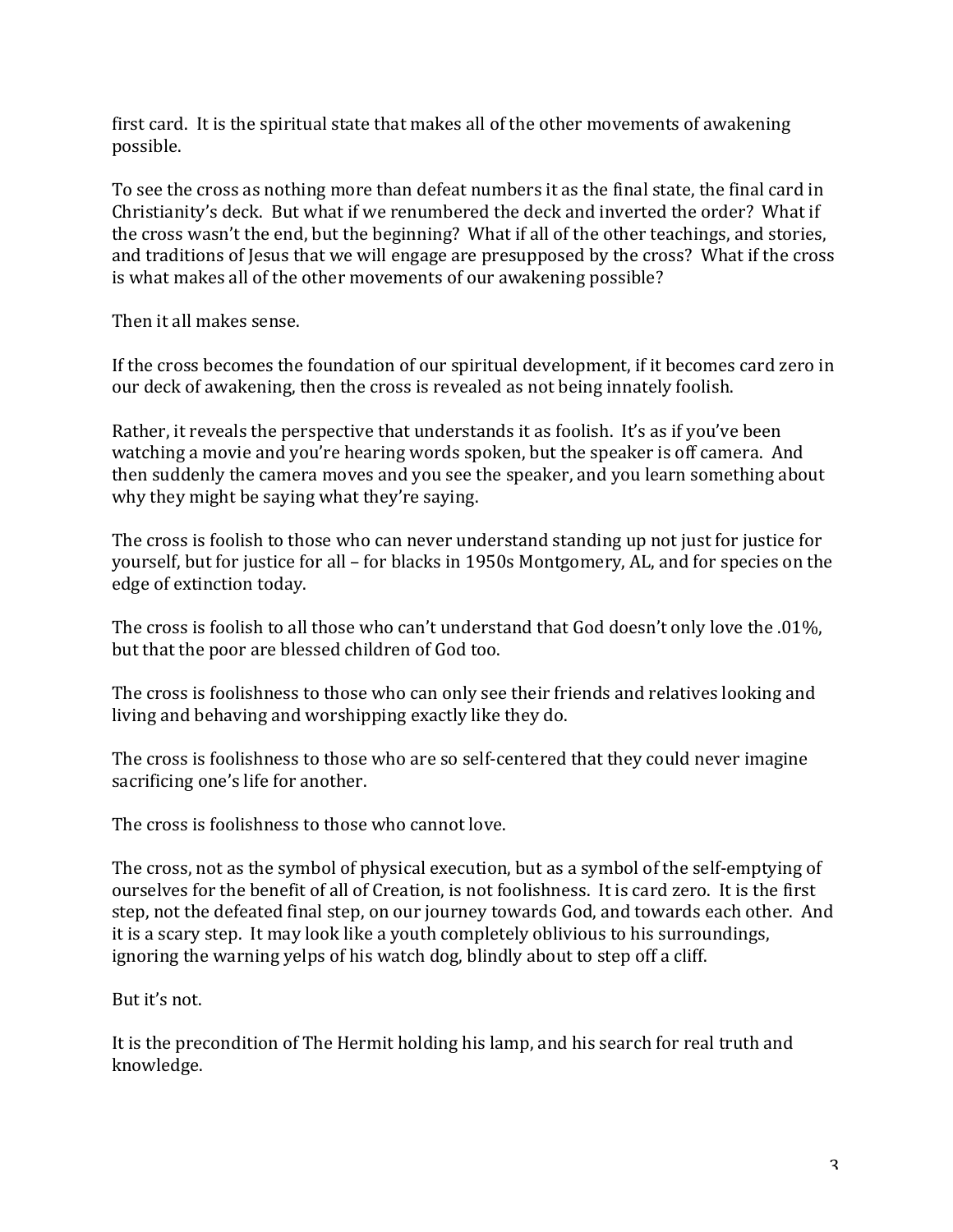first card. It is the spiritual state that makes all of the other movements of awakening possible.

To see the cross as nothing more than defeat numbers it as the final state, the final card in Christianity's deck. But what if we renumbered the deck and inverted the order? What if the cross wasn't the end, but the beginning? What if all of the other teachings, and stories, and traditions of Jesus that we will engage are presupposed by the cross? What if the cross is what makes all of the other movements of our awakening possible?

Then it all makes sense.

If the cross becomes the foundation of our spiritual development, if it becomes card zero in our deck of awakening, then the cross is revealed as not being innately foolish.

Rather, it reveals the perspective that understands it as foolish. It's as if you've been watching a movie and you're hearing words spoken, but the speaker is off camera. And then suddenly the camera moves and you see the speaker, and you learn something about why they might be saying what they're saying.

The cross is foolish to those who can never understand standing up not just for justice for yourself, but for justice for all – for blacks in 1950s Montgomery, AL, and for species on the edge of extinction today.

The cross is foolish to all those who can't understand that God doesn't only love the .01%, but that the poor are blessed children of God too.

The cross is foolishness to those who can only see their friends and relatives looking and living and behaving and worshipping exactly like they do.

The cross is foolishness to those who are so self-centered that they could never imagine sacrificing one's life for another.

The cross is foolishness to those who cannot love.

The cross, not as the symbol of physical execution, but as a symbol of the self-emptying of ourselves for the benefit of all of Creation, is not foolishness. It is card zero. It is the first step, not the defeated final step, on our journey towards God, and towards each other. And it is a scary step. It may look like a youth completely oblivious to his surroundings, ignoring the warning yelps of his watch dog, blindly about to step off a cliff.

But it's not.

It is the precondition of The Hermit holding his lamp, and his search for real truth and knowledge.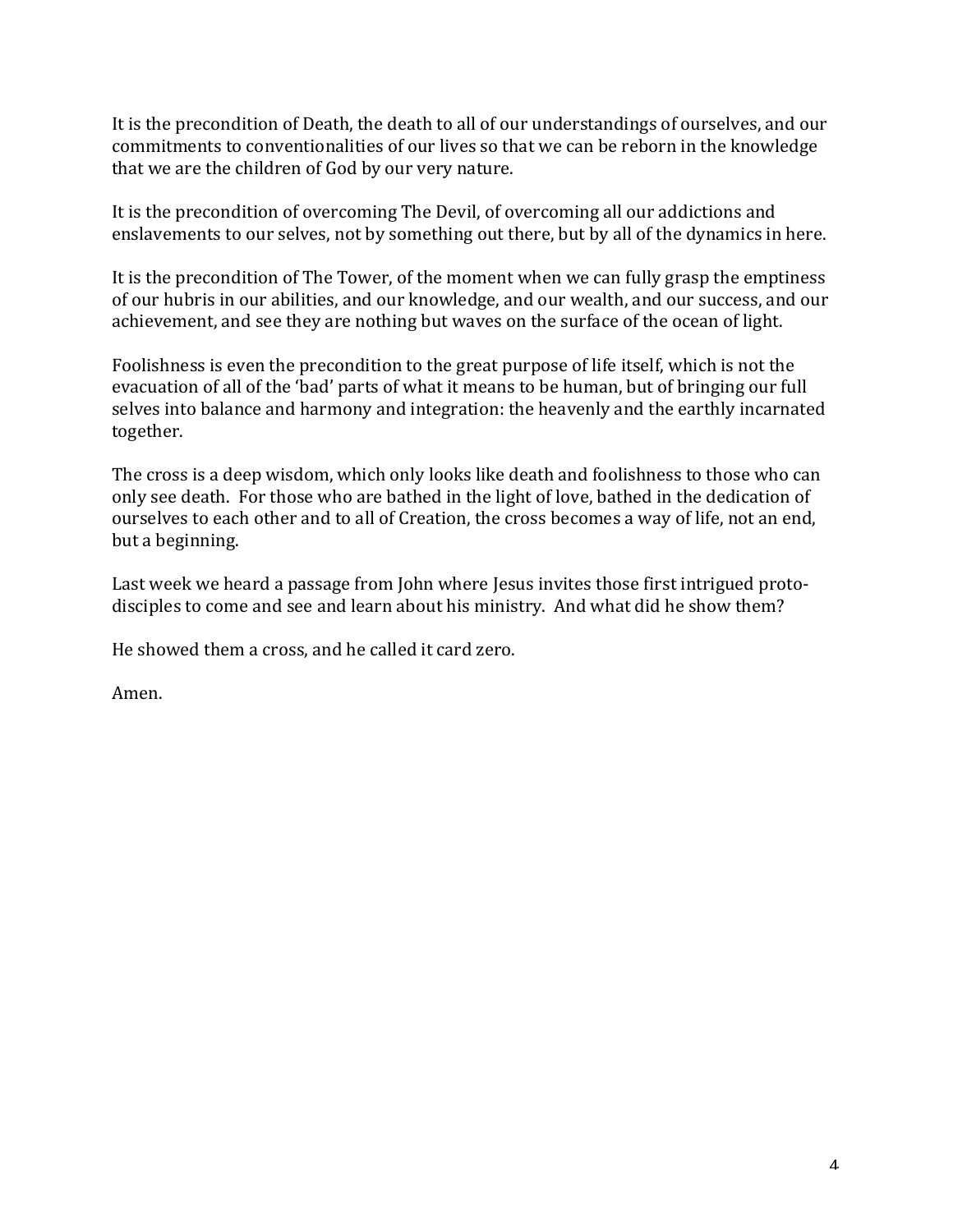It is the precondition of Death, the death to all of our understandings of ourselves, and our commitments to conventionalities of our lives so that we can be reborn in the knowledge that we are the children of God by our very nature.

It is the precondition of overcoming The Devil, of overcoming all our addictions and enslavements to our selves, not by something out there, but by all of the dynamics in here.

It is the precondition of The Tower, of the moment when we can fully grasp the emptiness of our hubris in our abilities, and our knowledge, and our wealth, and our success, and our achievement, and see they are nothing but waves on the surface of the ocean of light.

Foolishness is even the precondition to the great purpose of life itself, which is not the evacuation of all of the 'bad' parts of what it means to be human, but of bringing our full selves into balance and harmony and integration: the heavenly and the earthly incarnated together.

The cross is a deep wisdom, which only looks like death and foolishness to those who can only see death. For those who are bathed in the light of love, bathed in the dedication of ourselves to each other and to all of Creation, the cross becomes a way of life, not an end, but a beginning.

Last week we heard a passage from John where Jesus invites those first intrigued proto-disciples to come and see and learn about his ministry. And what did he show them?

He showed them a cross, and he called it card zero.

Amen.